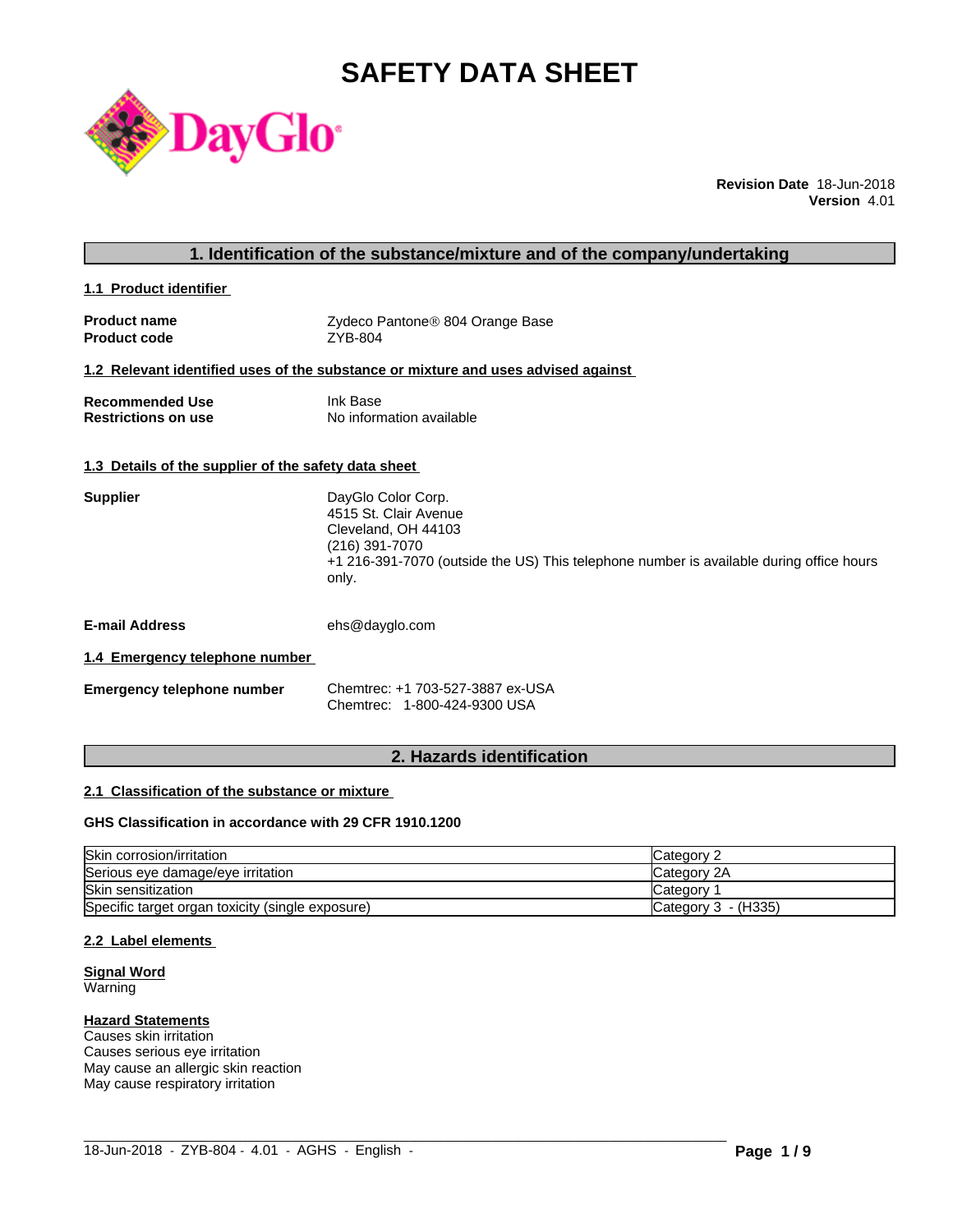# SAFETY DATA SHEET

**Revision Date** 18-Jun-2018
**Version** 4.01

## 1. Identification of the substance/mixture and of the company/undertaking

### 1.1 Product identifier

**Product name** Zydeco Pantone® 804 Orange Base
**Product code** ZYB-804

### 1.2 Relevant identified uses of the substance or mixture and uses advised against

**Recommended Use** Ink Base
**Restrictions on use** No information available

### 1.3 Details of the supplier of the safety data sheet

**Supplier**
DayGlo Color Corp.
4515 St. Clair Avenue
Cleveland, OH 44103
(216) 391-7070
+1 216-391-7070 (outside the US) This telephone number is available during office hours only.

**E-mail Address** ehs@dayglo.com

### 1.4 Emergency telephone number

**Emergency telephone number**
Chemtrec: +1 703-527-3887 ex-USA
Chemtrec: 1-800-424-9300 USA

## 2. Hazards identification

### 2.1 Classification of the substance or mixture

**GHS Classification in accordance with 29 CFR 1910.1200**

| | |
|---|---|
| Skin corrosion/irritation | Category 2 |
| Serious eye damage/eye irritation | Category 2A |
| Skin sensitization | Category 1 |
| Specific target organ toxicity (single exposure) | Category 3 - (H335) |

### 2.2 Label elements

**Signal Word**
Warning

**Hazard Statements**
Causes skin irritation
Causes serious eye irritation
May cause an allergic skin reaction
May cause respiratory irritation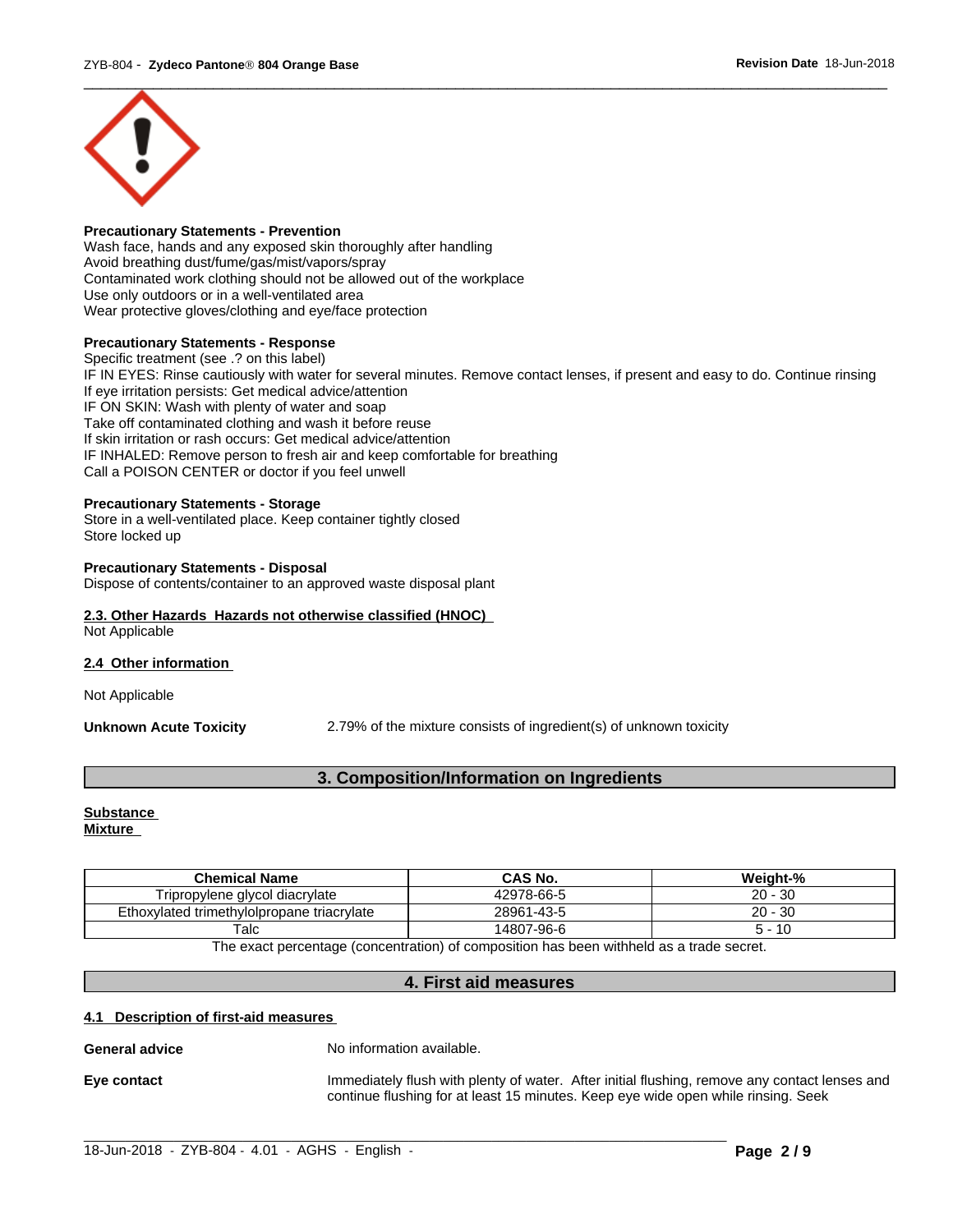**Precautionary Statements - Prevention**
Wash face, hands and any exposed skin thoroughly after handling
Avoid breathing dust/fume/gas/mist/vapors/spray
Contaminated work clothing should not be allowed out of the workplace
Use only outdoors or in a well-ventilated area
Wear protective gloves/clothing and eye/face protection

**Precautionary Statements - Response**
Specific treatment (see .? on this label)
IF IN EYES: Rinse cautiously with water for several minutes. Remove contact lenses, if present and easy to do. Continue rinsing
If eye irritation persists: Get medical advice/attention
IF ON SKIN: Wash with plenty of water and soap
Take off contaminated clothing and wash it before reuse
If skin irritation or rash occurs: Get medical advice/attention
IF INHALED: Remove person to fresh air and keep comfortable for breathing
Call a POISON CENTER or doctor if you feel unwell

**Precautionary Statements - Storage**
Store in a well-ventilated place. Keep container tightly closed
Store locked up

**Precautionary Statements - Disposal**
Dispose of contents/container to an approved waste disposal plant

**2.3. Other Hazards Hazards not otherwise classified (HNOC)**
Not Applicable

**2.4 Other information**

Not Applicable

**Unknown Acute Toxicity** 2.79% of the mixture consists of ingredient(s) of unknown toxicity

## 3. Composition/Information on Ingredients

**Substance**
**Mixture**

| Chemical Name | CAS No. | Weight-% |
|---|---|---|
| Tripropylene glycol diacrylate | 42978-66-5 | 20 - 30 |
| Ethoxylated trimethylolpropane triacrylate | 28961-43-5 | 20 - 30 |
| Talc | 14807-96-6 | 5 - 10 |

The exact percentage (concentration) of composition has been withheld as a trade secret.

## 4. First aid measures

**4.1 Description of first-aid measures**

**General advice** No information available.

**Eye contact** Immediately flush with plenty of water. After initial flushing, remove any contact lenses and continue flushing for at least 15 minutes. Keep eye wide open while rinsing. Seek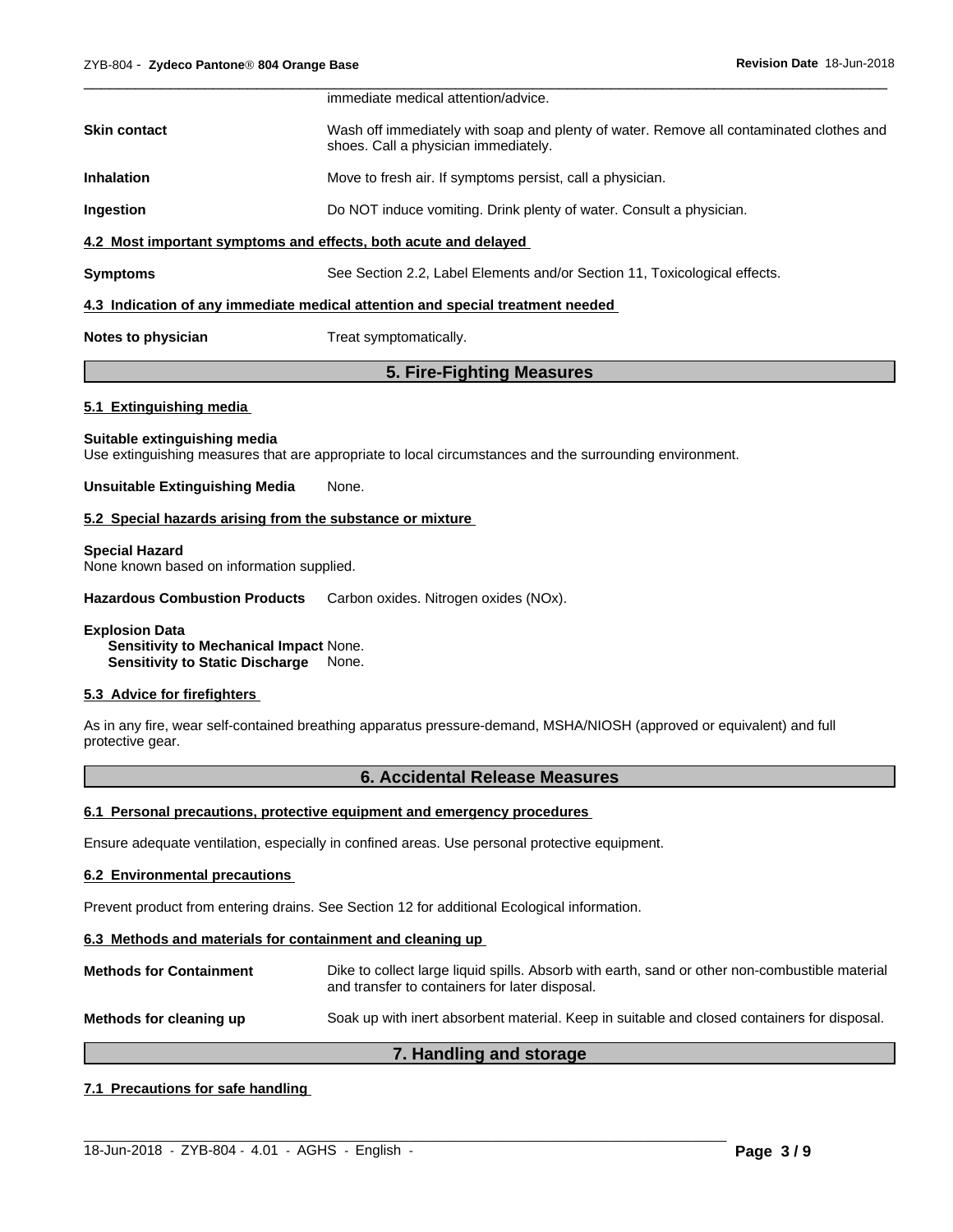immediate medical attention/advice.

| | |
|---|---|
| **Skin contact** | Wash off immediately with soap and plenty of water. Remove all contaminated clothes and shoes. Call a physician immediately. |
| **Inhalation** | Move to fresh air. If symptoms persist, call a physician. |
| **Ingestion** | Do NOT induce vomiting. Drink plenty of water. Consult a physician. |

**4.2 Most important symptoms and effects, both acute and delayed**

**Symptoms** See Section 2.2, Label Elements and/or Section 11, Toxicological effects.

**4.3 Indication of any immediate medical attention and special treatment needed**

**Notes to physician** Treat symptomatically.

## 5. Fire-Fighting Measures

**5.1 Extinguishing media**

**Suitable extinguishing media**
Use extinguishing measures that are appropriate to local circumstances and the surrounding environment.

**Unsuitable Extinguishing Media** None.

**5.2 Special hazards arising from the substance or mixture**

**Special Hazard**
None known based on information supplied.

**Hazardous Combustion Products** Carbon oxides. Nitrogen oxides (NOx).

**Explosion Data**
**Sensitivity to Mechanical Impact** None.
**Sensitivity to Static Discharge** None.

**5.3 Advice for firefighters**

As in any fire, wear self-contained breathing apparatus pressure-demand, MSHA/NIOSH (approved or equivalent) and full protective gear.

## 6. Accidental Release Measures

**6.1 Personal precautions, protective equipment and emergency procedures**

Ensure adequate ventilation, especially in confined areas. Use personal protective equipment.

**6.2 Environmental precautions**

Prevent product from entering drains. See Section 12 for additional Ecological information.

**6.3 Methods and materials for containment and cleaning up**

| | |
|---|---|
| **Methods for Containment** | Dike to collect large liquid spills. Absorb with earth, sand or other non-combustible material and transfer to containers for later disposal. |
| **Methods for cleaning up** | Soak up with inert absorbent material. Keep in suitable and closed containers for disposal. |

## 7. Handling and storage

**7.1 Precautions for safe handling**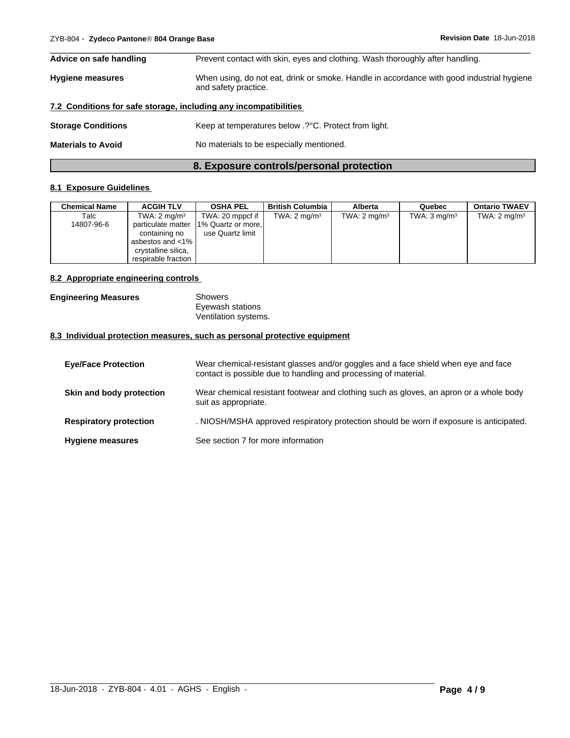**Advice on safe handling** Prevent contact with skin, eyes and clothing. Wash thoroughly after handling.

**Hygiene measures** When using, do not eat, drink or smoke. Handle in accordance with good industrial hygiene and safety practice.

### 7.2 Conditions for safe storage, including any incompatibilities

**Storage Conditions** Keep at temperatures below .?°C. Protect from light.

**Materials to Avoid** No materials to be especially mentioned.

## 8. Exposure controls/personal protection

### 8.1 Exposure Guidelines

| Chemical Name | ACGIH TLV | OSHA PEL | British Columbia | Alberta | Quebec | Ontario TWAEV |
|---|---|---|---|---|---|---|
| Talc 14807-96-6 | TWA: 2 mg/m³ particulate matter containing no asbestos and <1% crystalline silica, respirable fraction | TWA: 20 mppcf if 1% Quartz or more, use Quartz limit | TWA: 2 mg/m³ | TWA: 2 mg/m³ | TWA: 3 mg/m³ | TWA: 2 mg/m³ |

### 8.2 Appropriate engineering controls

**Engineering Measures** Showers
Eyewash stations
Ventilation systems.

### 8.3 Individual protection measures, such as personal protective equipment

**Eye/Face Protection** Wear chemical-resistant glasses and/or goggles and a face shield when eye and face contact is possible due to handling and processing of material.

**Skin and body protection** Wear chemical resistant footwear and clothing such as gloves, an apron or a whole body suit as appropriate.

**Respiratory protection** . NIOSH/MSHA approved respiratory protection should be worn if exposure is anticipated.

**Hygiene measures** See section 7 for more information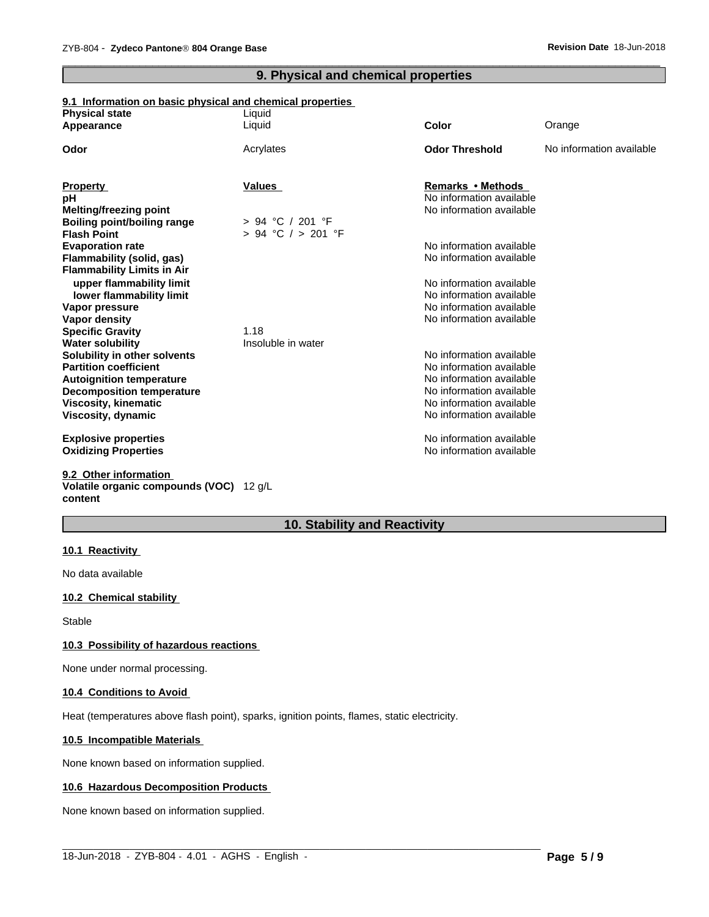## 9. Physical and chemical properties

### 9.1 Information on basic physical and chemical properties

| | | | |
|---|---|---|---|
| **Physical state** | Liquid | | |
| **Appearance** | Liquid | **Color** | Orange |
| **Odor** | Acrylates | **Odor Threshold** | No information available |

| **Property** | **Values** | **Remarks • Methods** |
|---|---|---|
| **pH** | | No information available |
| **Melting/freezing point** | | No information available |
| **Boiling point/boiling range** | > 94 °C / 201 °F | |
| **Flash Point** | > 94 °C / > 201 °F | |
| **Evaporation rate** | | No information available |
| **Flammability (solid, gas)** | | No information available |
| **Flammability Limits in Air** | | |
| **upper flammability limit** | | No information available |
| **lower flammability limit** | | No information available |
| **Vapor pressure** | | No information available |
| **Vapor density** | | No information available |
| **Specific Gravity** | 1.18 | |
| **Water solubility** | Insoluble in water | |
| **Solubility in other solvents** | | No information available |
| **Partition coefficient** | | No information available |
| **Autoignition temperature** | | No information available |
| **Decomposition temperature** | | No information available |
| **Viscosity, kinematic** | | No information available |
| **Viscosity, dynamic** | | No information available |
| **Explosive properties** | | No information available |
| **Oxidizing Properties** | | No information available |

### 9.2 Other information

**Volatile organic compounds (VOC) content** 12 g/L

## 10. Stability and Reactivity

### 10.1 Reactivity

No data available

### 10.2 Chemical stability

Stable

### 10.3 Possibility of hazardous reactions

None under normal processing.

### 10.4 Conditions to Avoid

Heat (temperatures above flash point), sparks, ignition points, flames, static electricity.

### 10.5 Incompatible Materials

None known based on information supplied.

### 10.6 Hazardous Decomposition Products

None known based on information supplied.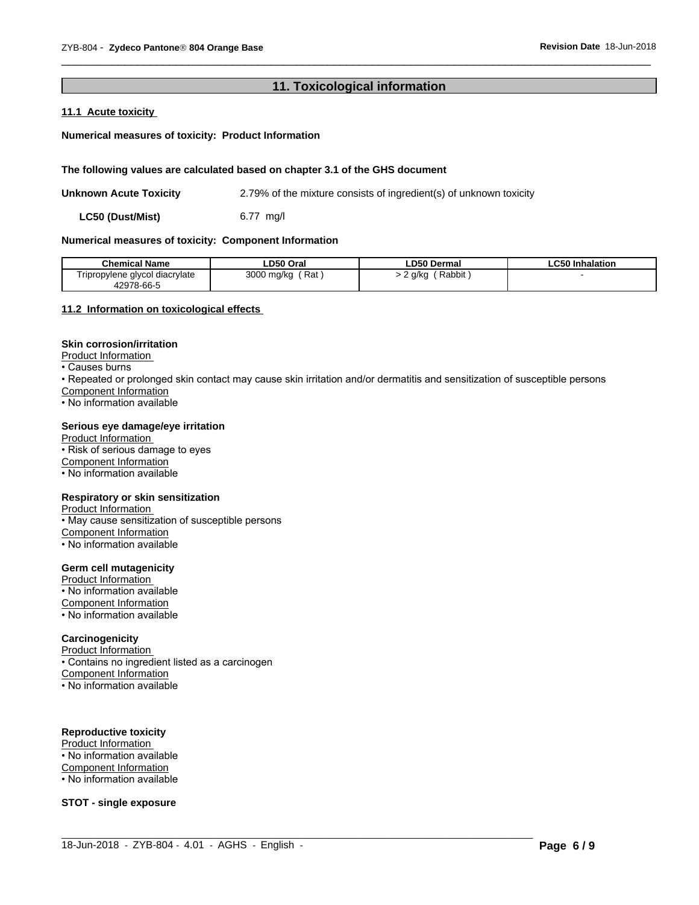## 11. Toxicological information

### 11.1 Acute toxicity

**Numerical measures of toxicity: Product Information**

**The following values are calculated based on chapter 3.1 of the GHS document**

**Unknown Acute Toxicity** 2.79% of the mixture consists of ingredient(s) of unknown toxicity

**LC50 (Dust/Mist)** 6.77 mg/l

**Numerical measures of toxicity: Component Information**

| Chemical Name | LD50 Oral | LD50 Dermal | LC50 Inhalation |
|---|---|---|---|
| Tripropylene glycol diacrylate 42978-66-5 | 3000 mg/kg ( Rat ) | > 2 g/kg ( Rabbit ) | - |

### 11.2 Information on toxicological effects

**Skin corrosion/irritation**

Product Information
- Causes burns
- Repeated or prolonged skin contact may cause skin irritation and/or dermatitis and sensitization of susceptible persons

Component Information
- No information available

**Serious eye damage/eye irritation**

Product Information
- Risk of serious damage to eyes

Component Information
- No information available

**Respiratory or skin sensitization**

Product Information
- May cause sensitization of susceptible persons

Component Information
- No information available

**Germ cell mutagenicity**

Product Information
- No information available

Component Information
- No information available

**Carcinogenicity**

Product Information
- Contains no ingredient listed as a carcinogen

Component Information
- No information available

**Reproductive toxicity**

Product Information
- No information available

Component Information
- No information available

**STOT - single exposure**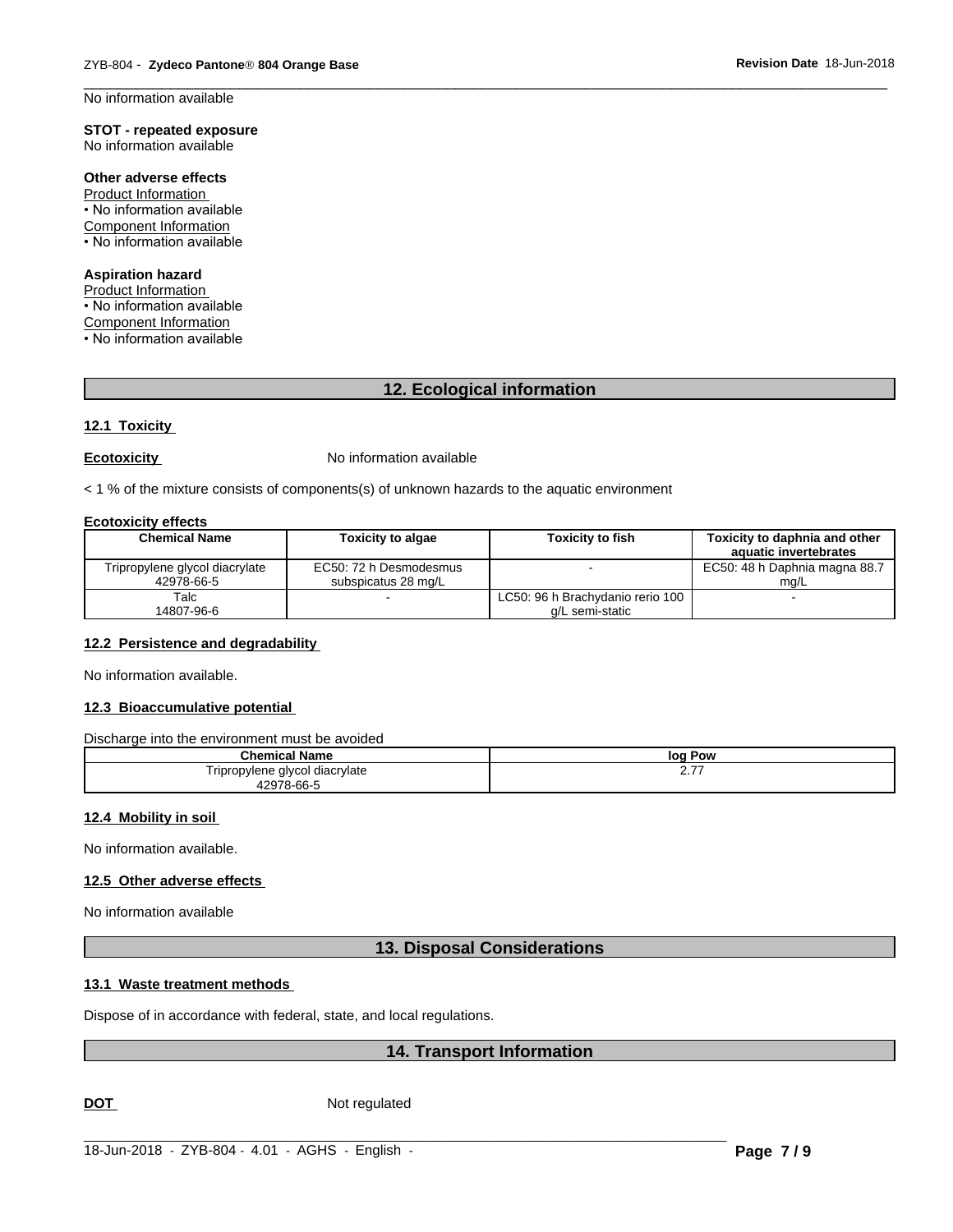No information available

**STOT - repeated exposure**
No information available

**Other adverse effects**
Product Information
• No information available
Component Information
• No information available

**Aspiration hazard**
Product Information
• No information available
Component Information
• No information available

## 12. Ecological information

### 12.1 Toxicity

**Ecotoxicity** No information available

< 1 % of the mixture consists of components(s) of unknown hazards to the aquatic environment

**Ecotoxicity effects**

| Chemical Name | Toxicity to algae | Toxicity to fish | Toxicity to daphnia and other aquatic invertebrates |
|---|---|---|---|
| Tripropylene glycol diacrylate 42978-66-5 | EC50: 72 h Desmodesmus subspicatus 28 mg/L | - | EC50: 48 h Daphnia magna 88.7 mg/L |
| Talc 14807-96-6 | - | LC50: 96 h Brachydanio rerio 100 g/L semi-static | - |

### 12.2 Persistence and degradability

No information available.

### 12.3 Bioaccumulative potential

Discharge into the environment must be avoided

| Chemical Name | log Pow |
|---|---|
| Tripropylene glycol diacrylate 42978-66-5 | 2.77 |

### 12.4 Mobility in soil

No information available.

### 12.5 Other adverse effects

No information available

## 13. Disposal Considerations

### 13.1 Waste treatment methods

Dispose of in accordance with federal, state, and local regulations.

## 14. Transport Information

**DOT** Not regulated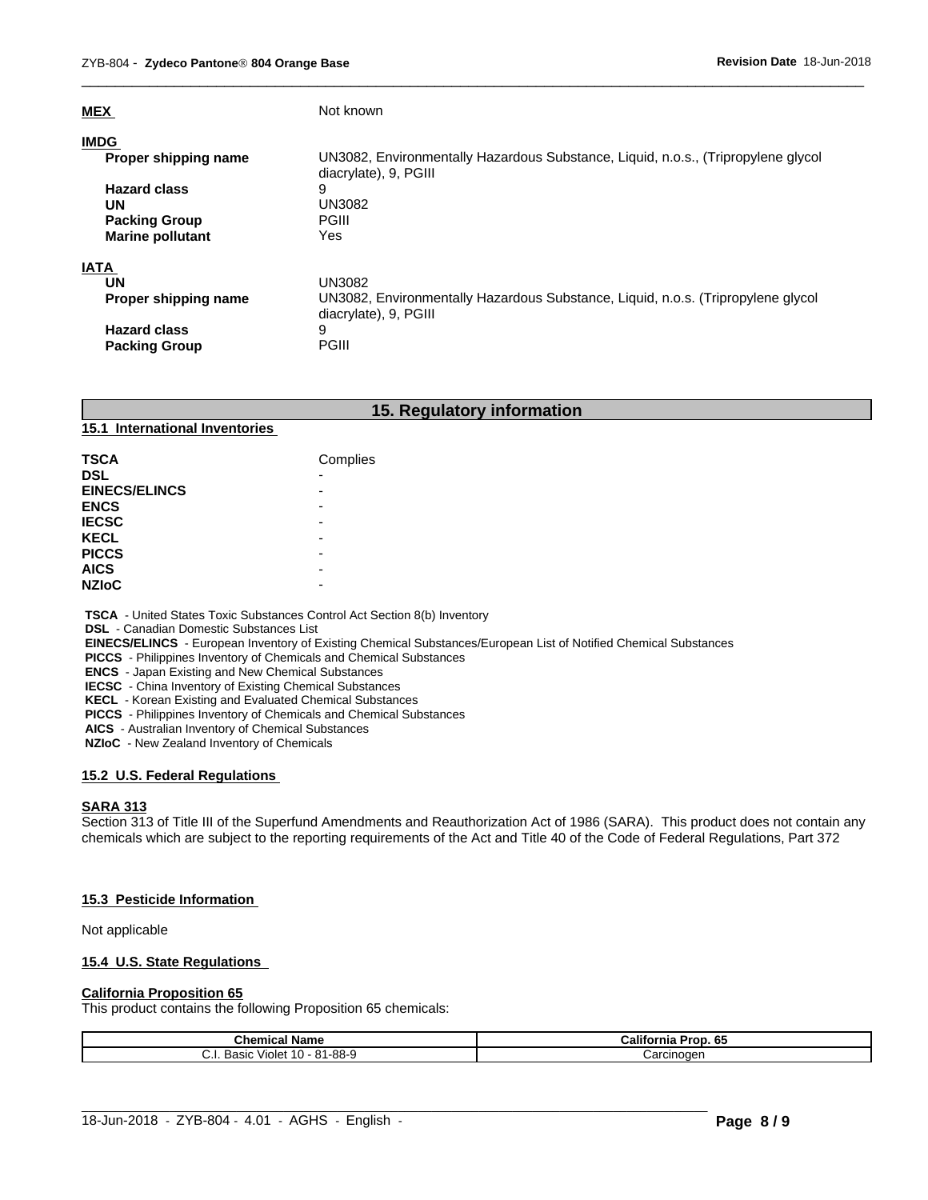**MEX** Not known

**IMDG**

| | |
|---|---|
| **Proper shipping name** | UN3082, Environmentally Hazardous Substance, Liquid, n.o.s., (Tripropylene glycol diacrylate), 9, PGIII |
| **Hazard class** | 9 |
| **UN** | UN3082 |
| **Packing Group** | PGIII |
| **Marine pollutant** | Yes |

**IATA**

| | |
|---|---|
| **UN** | UN3082 |
| **Proper shipping name** | UN3082, Environmentally Hazardous Substance, Liquid, n.o.s. (Tripropylene glycol diacrylate), 9, PGIII |
| **Hazard class** | 9 |
| **Packing Group** | PGIII |

## 15. Regulatory information

### 15.1 International Inventories

| | |
|---|---|
| **TSCA** | Complies |
| **DSL** | - |
| **EINECS/ELINCS** | - |
| **ENCS** | - |
| **IECSC** | - |
| **KECL** | - |
| **PICCS** | - |
| **AICS** | - |
| **NZIoC** | - |

**TSCA** - United States Toxic Substances Control Act Section 8(b) Inventory
**DSL** - Canadian Domestic Substances List
**EINECS/ELINCS** - European Inventory of Existing Chemical Substances/European List of Notified Chemical Substances
**PICCS** - Philippines Inventory of Chemicals and Chemical Substances
**ENCS** - Japan Existing and New Chemical Substances
**IECSC** - China Inventory of Existing Chemical Substances
**KECL** - Korean Existing and Evaluated Chemical Substances
**PICCS** - Philippines Inventory of Chemicals and Chemical Substances
**AICS** - Australian Inventory of Chemical Substances
**NZIoC** - New Zealand Inventory of Chemicals

### 15.2 U.S. Federal Regulations

**SARA 313**

Section 313 of Title III of the Superfund Amendments and Reauthorization Act of 1986 (SARA). This product does not contain any chemicals which are subject to the reporting requirements of the Act and Title 40 of the Code of Federal Regulations, Part 372

### 15.3 Pesticide Information

Not applicable

### 15.4 U.S. State Regulations

**California Proposition 65**

This product contains the following Proposition 65 chemicals:

| Chemical Name | California Prop. 65 |
|---|---|
| C.I. Basic Violet 10 - 81-88-9 | Carcinogen |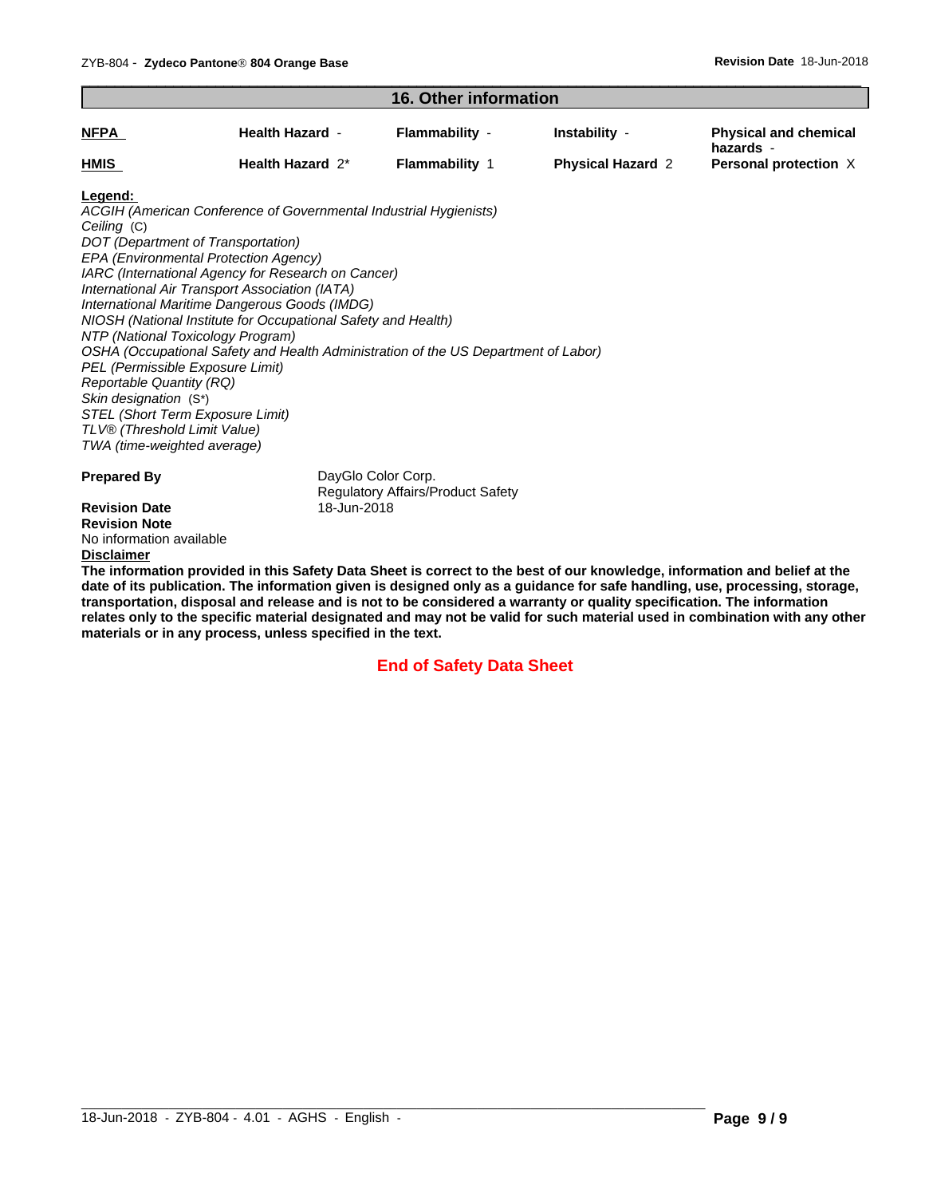## 16. Other information

| | | | | |
|---|---|---|---|---|
| **NFPA** | **Health Hazard** - | **Flammability** - | **Instability** - | **Physical and chemical hazards** - |
| **HMIS** | **Health Hazard** 2* | **Flammability** 1 | **Physical Hazard** 2 | **Personal protection** X |

**Legend:**

*ACGIH (American Conference of Governmental Industrial Hygienists)*
*Ceiling* (C)
*DOT (Department of Transportation)*
*EPA (Environmental Protection Agency)*
*IARC (International Agency for Research on Cancer)*
*International Air Transport Association (IATA)*
*International Maritime Dangerous Goods (IMDG)*
*NIOSH (National Institute for Occupational Safety and Health)*
*NTP (National Toxicology Program)*
*OSHA (Occupational Safety and Health Administration of the US Department of Labor)*
*PEL (Permissible Exposure Limit)*
*Reportable Quantity (RQ)*
*Skin designation* (S*)
*STEL (Short Term Exposure Limit)*
*TLV® (Threshold Limit Value)*
*TWA (time-weighted average)*

**Prepared By** DayGlo Color Corp.
Regulatory Affairs/Product Safety

**Revision Date** 18-Jun-2018

**Revision Note**
No information available

**Disclaimer**

**The information provided in this Safety Data Sheet is correct to the best of our knowledge, information and belief at the date of its publication. The information given is designed only as a guidance for safe handling, use, processing, storage, transportation, disposal and release and is not to be considered a warranty or quality specification. The information relates only to the specific material designated and may not be valid for such material used in combination with any other materials or in any process, unless specified in the text.**

**End of Safety Data Sheet**